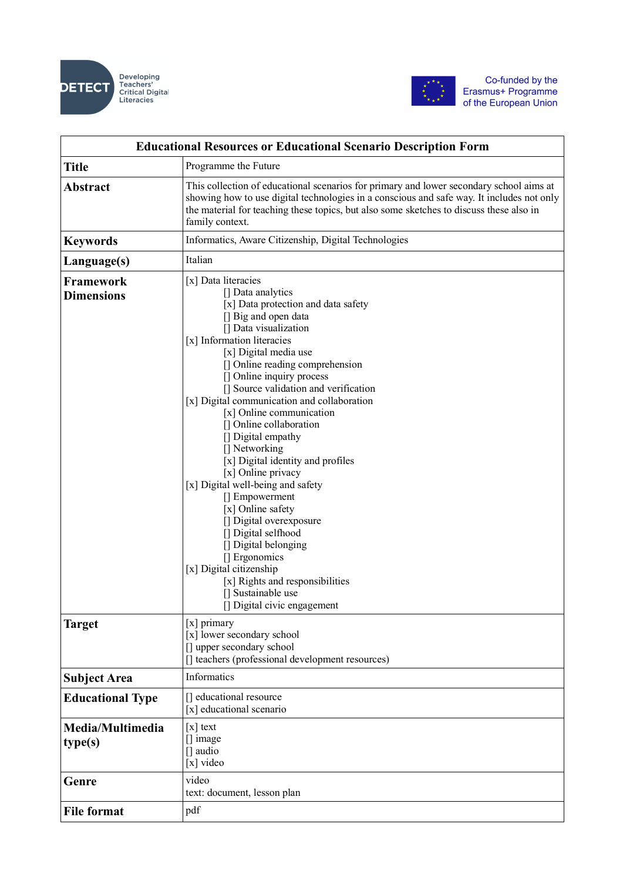| Educational Resources or Educational Scenario Description Form | |
|---|---|
| **Title** | Programme the Future |
| **Abstract** | This collection of educational scenarios for primary and lower secondary school aims at showing how to use digital technologies in a conscious and safe way. It includes not only the material for teaching these topics, but also some sketches to discuss these also in family context. |
| **Keywords** | Informatics, Aware Citizenship, Digital Technologies |
| **Language(s)** | Italian |
| **Framework Dimensions** | [x] Data literacies<br>[] Data analytics<br>[x] Data protection and data safety<br>[] Big and open data<br>[] Data visualization<br>[x] Information literacies<br>[x] Digital media use<br>[] Online reading comprehension<br>[] Online inquiry process<br>[] Source validation and verification<br>[x] Digital communication and collaboration<br>[x] Online communication<br>[] Online collaboration<br>[] Digital empathy<br>[] Networking<br>[x] Digital identity and profiles<br>[x] Online privacy<br>[x] Digital well-being and safety<br>[] Empowerment<br>[x] Online safety<br>[] Digital overexposure<br>[] Digital selfhood<br>[] Digital belonging<br>[] Ergonomics<br>[x] Digital citizenship<br>[x] Rights and responsibilities<br>[] Sustainable use<br>[] Digital civic engagement |
| **Target** | [x] primary<br>[x] lower secondary school<br>[] upper secondary school<br>[] teachers (professional development resources) |
| **Subject Area** | Informatics |
| **Educational Type** | [] educational resource<br>[x] educational scenario |
| **Media/Multimedia type(s)** | [x] text<br>[] image<br>[] audio<br>[x] video |
| **Genre** | video<br>text: document, lesson plan |
| **File format** | pdf |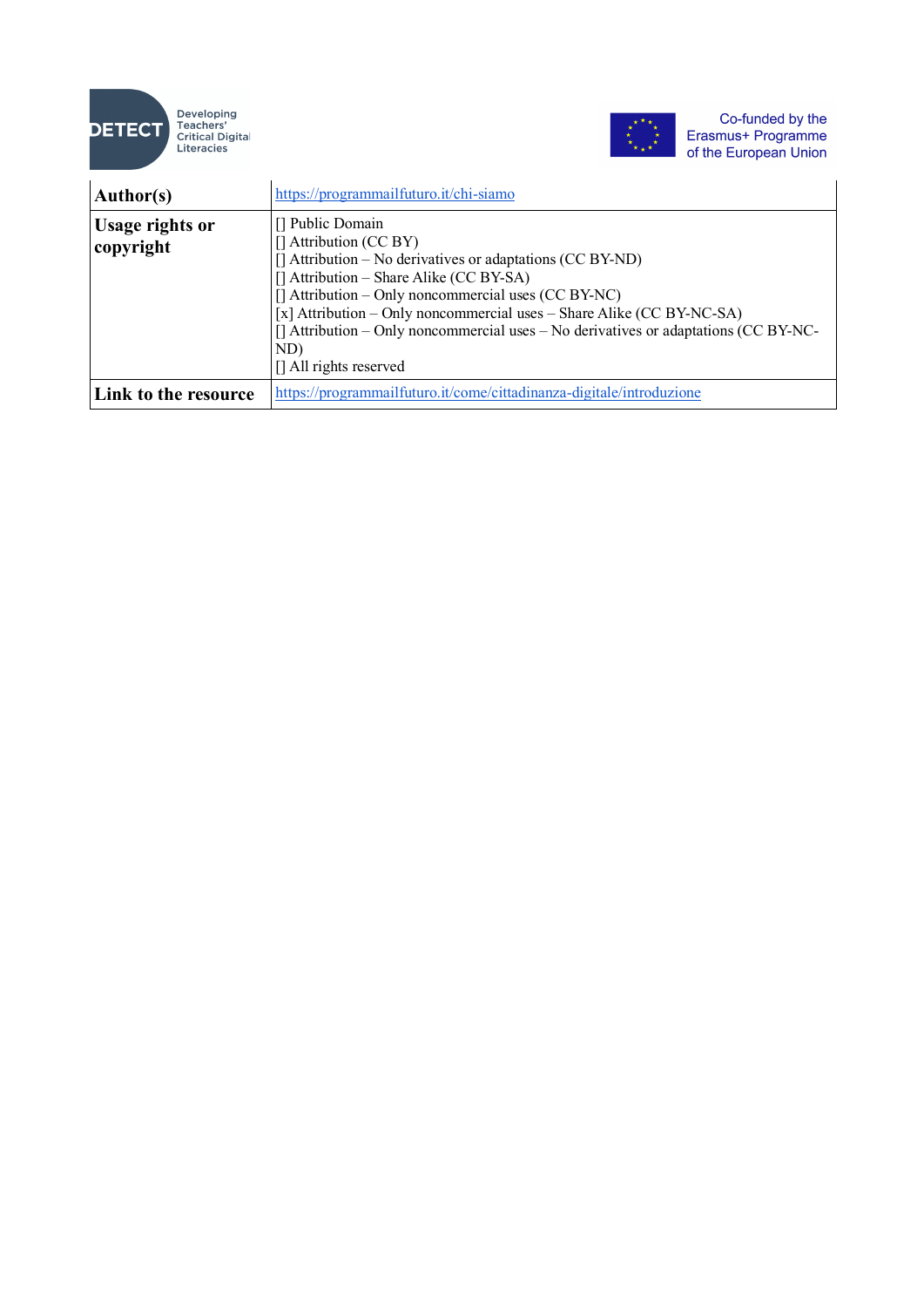| | |
|---|---|
| **Author(s)** | https://programmailfuturo.it/chi-siamo |
| **Usage rights or copyright** | [] Public Domain<br>[] Attribution (CC BY)<br>[] Attribution – No derivatives or adaptations (CC BY-ND)<br>[] Attribution – Share Alike (CC BY-SA)<br>[] Attribution – Only noncommercial uses (CC BY-NC)<br>[x] Attribution – Only noncommercial uses – Share Alike (CC BY-NC-SA)<br>[] Attribution – Only noncommercial uses – No derivatives or adaptations (CC BY-NC-ND)<br>[] All rights reserved |
| **Link to the resource** | https://programmailfuturo.it/come/cittadinanza-digitale/introduzione |